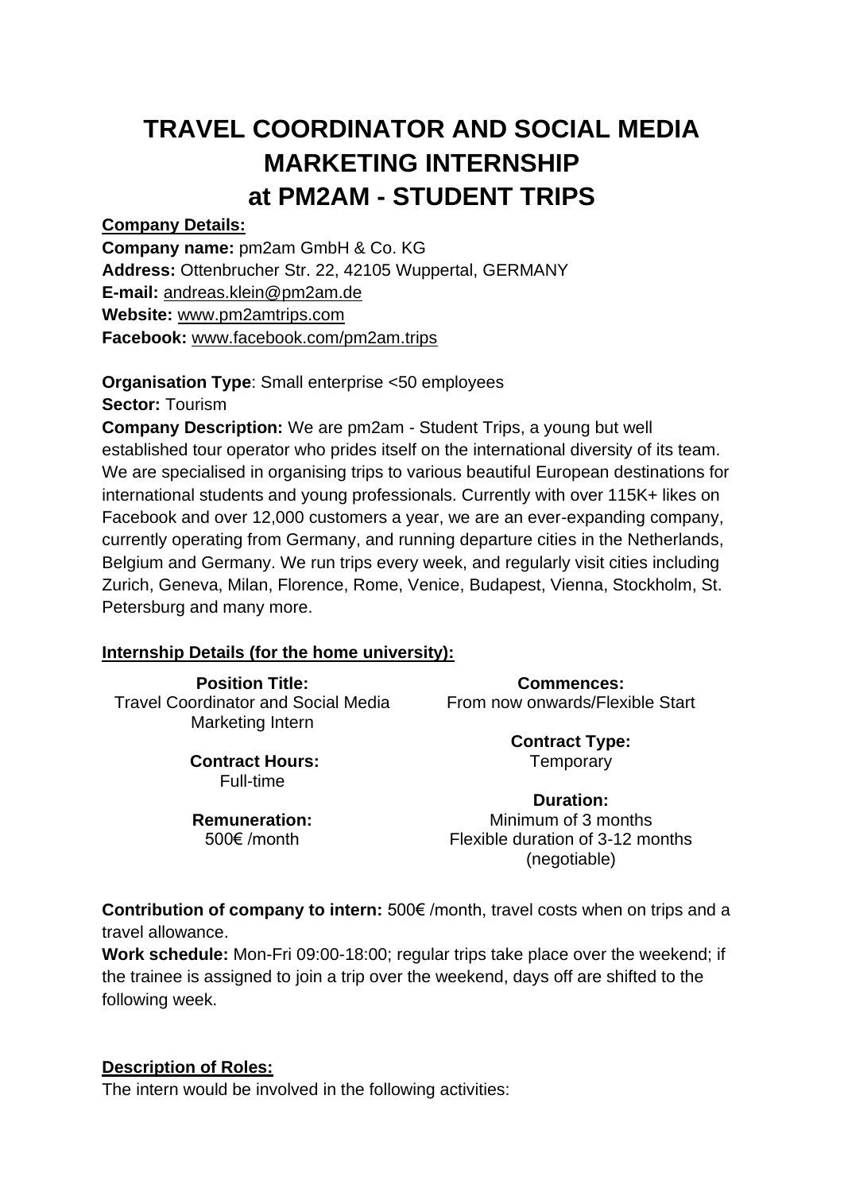# TRAVEL COORDINATOR AND SOCIAL MEDIA MARKETING INTERNSHIP at PM2AM - STUDENT TRIPS

**Company Details:**

**Company name:** pm2am GmbH & Co. KG
**Address:** Ottenbrucher Str. 22, 42105 Wuppertal, GERMANY
**E-mail:** andreas.klein@pm2am.de
**Website:** www.pm2amtrips.com
**Facebook:** www.facebook.com/pm2am.trips

**Organisation Type**: Small enterprise <50 employees
**Sector:** Tourism
**Company Description:** We are pm2am - Student Trips, a young but well established tour operator who prides itself on the international diversity of its team. We are specialised in organising trips to various beautiful European destinations for international students and young professionals. Currently with over 115K+ likes on Facebook and over 12,000 customers a year, we are an ever-expanding company, currently operating from Germany, and running departure cities in the Netherlands, Belgium and Germany. We run trips every week, and regularly visit cities including Zurich, Geneva, Milan, Florence, Rome, Venice, Budapest, Vienna, Stockholm, St. Petersburg and many more.

**Internship Details (for the home university):**

**Position Title:**
Travel Coordinator and Social Media Marketing Intern

**Contract Hours:**
Full-time

**Remuneration:**
500€ /month

**Commences:**
From now onwards/Flexible Start

**Contract Type:**
Temporary

**Duration:**
Minimum of 3 months
Flexible duration of 3-12 months (negotiable)

**Contribution of company to intern:** 500€ /month, travel costs when on trips and a travel allowance.
**Work schedule:** Mon-Fri 09:00-18:00; regular trips take place over the weekend; if the trainee is assigned to join a trip over the weekend, days off are shifted to the following week.

**Description of Roles:**

The intern would be involved in the following activities: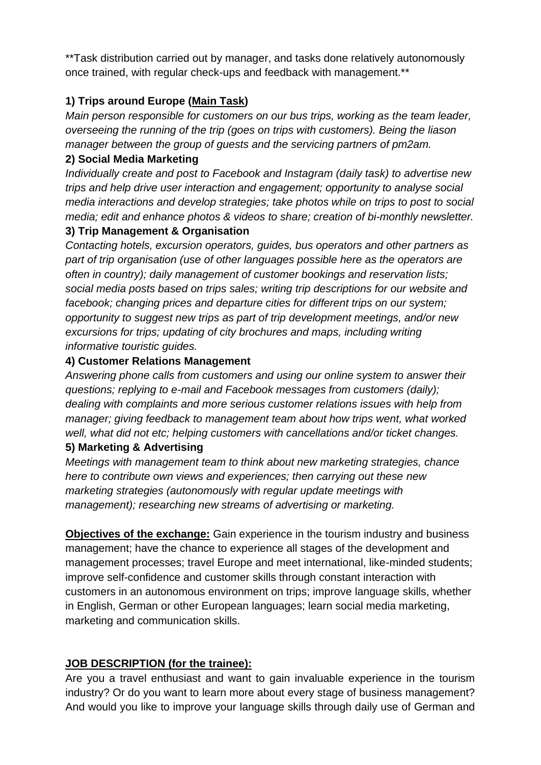**Task distribution carried out by manager, and tasks done relatively autonomously once trained, with regular check-ups and feedback with management.**

**1) Trips around Europe (<u>Main Task</u>)**

*Main person responsible for customers on our bus trips, working as the team leader, overseeing the running of the trip (goes on trips with customers). Being the liason manager between the group of guests and the servicing partners of pm2am.*

**2) Social Media Marketing**

*Individually create and post to Facebook and Instagram (daily task) to advertise new trips and help drive user interaction and engagement; opportunity to analyse social media interactions and develop strategies; take photos while on trips to post to social media; edit and enhance photos & videos to share; creation of bi-monthly newsletter.*

**3) Trip Management & Organisation**

*Contacting hotels, excursion operators, guides, bus operators and other partners as part of trip organisation (use of other languages possible here as the operators are often in country); daily management of customer bookings and reservation lists; social media posts based on trips sales; writing trip descriptions for our website and facebook; changing prices and departure cities for different trips on our system; opportunity to suggest new trips as part of trip development meetings, and/or new excursions for trips; updating of city brochures and maps, including writing informative touristic guides.*

**4) Customer Relations Management**

*Answering phone calls from customers and using our online system to answer their questions; replying to e-mail and Facebook messages from customers (daily); dealing with complaints and more serious customer relations issues with help from manager; giving feedback to management team about how trips went, what worked well, what did not etc; helping customers with cancellations and/or ticket changes.*

**5) Marketing & Advertising**

*Meetings with management team to think about new marketing strategies, chance here to contribute own views and experiences; then carrying out these new marketing strategies (autonomously with regular update meetings with management); researching new streams of advertising or marketing.*

**<u>Objectives of the exchange:</u>** Gain experience in the tourism industry and business management; have the chance to experience all stages of the development and management processes; travel Europe and meet international, like-minded students; improve self-confidence and customer skills through constant interaction with customers in an autonomous environment on trips; improve language skills, whether in English, German or other European languages; learn social media marketing, marketing and communication skills.

**<u>JOB DESCRIPTION (for the trainee):</u>**

Are you a travel enthusiast and want to gain invaluable experience in the tourism industry? Or do you want to learn more about every stage of business management? And would you like to improve your language skills through daily use of German and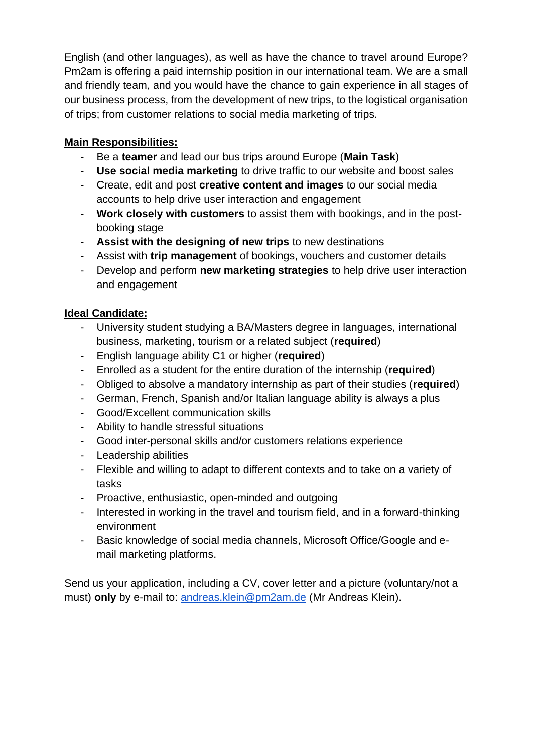English (and other languages), as well as have the chance to travel around Europe? Pm2am is offering a paid internship position in our international team. We are a small and friendly team, and you would have the chance to gain experience in all stages of our business process, from the development of new trips, to the logistical organisation of trips; from customer relations to social media marketing of trips.

**Main Responsibilities:**

- Be a **teamer** and lead our bus trips around Europe (**Main Task**)
- **Use social media marketing** to drive traffic to our website and boost sales
- Create, edit and post **creative content and images** to our social media accounts to help drive user interaction and engagement
- **Work closely with customers** to assist them with bookings, and in the post-booking stage
- **Assist with the designing of new trips** to new destinations
- Assist with **trip management** of bookings, vouchers and customer details
- Develop and perform **new marketing strategies** to help drive user interaction and engagement

**Ideal Candidate:**

- University student studying a BA/Masters degree in languages, international business, marketing, tourism or a related subject (**required**)
- English language ability C1 or higher (**required**)
- Enrolled as a student for the entire duration of the internship (**required**)
- Obliged to absolve a mandatory internship as part of their studies (**required**)
- German, French, Spanish and/or Italian language ability is always a plus
- Good/Excellent communication skills
- Ability to handle stressful situations
- Good inter-personal skills and/or customers relations experience
- Leadership abilities
- Flexible and willing to adapt to different contexts and to take on a variety of tasks
- Proactive, enthusiastic, open-minded and outgoing
- Interested in working in the travel and tourism field, and in a forward-thinking environment
- Basic knowledge of social media channels, Microsoft Office/Google and e-mail marketing platforms.

Send us your application, including a CV, cover letter and a picture (voluntary/not a must) **only** by e-mail to: andreas.klein@pm2am.de (Mr Andreas Klein).